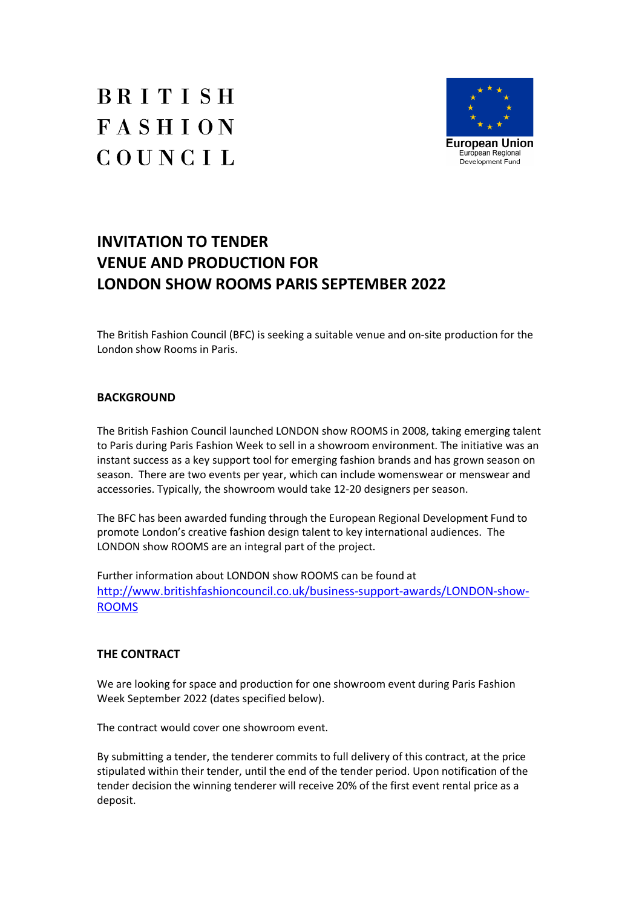BRITISH
FASHION
COUNCIL

European Union
European Regional
Development Fund

# INVITATION TO TENDER
# VENUE AND PRODUCTION FOR
# LONDON SHOW ROOMS PARIS SEPTEMBER 2022

The British Fashion Council (BFC) is seeking a suitable venue and on-site production for the London show Rooms in Paris.

## BACKGROUND

The British Fashion Council launched LONDON show ROOMS in 2008, taking emerging talent to Paris during Paris Fashion Week to sell in a showroom environment. The initiative was an instant success as a key support tool for emerging fashion brands and has grown season on season. There are two events per year, which can include womenswear or menswear and accessories. Typically, the showroom would take 12-20 designers per season.

The BFC has been awarded funding through the European Regional Development Fund to promote London's creative fashion design talent to key international audiences. The LONDON show ROOMS are an integral part of the project.

Further information about LONDON show ROOMS can be found at [http://www.britishfashioncouncil.co.uk/business-support-awards/LONDON-show-ROOMS](http://www.britishfashioncouncil.co.uk/business-support-awards/LONDON-show-ROOMS)

## THE CONTRACT

We are looking for space and production for one showroom event during Paris Fashion Week September 2022 (dates specified below).

The contract would cover one showroom event.

By submitting a tender, the tenderer commits to full delivery of this contract, at the price stipulated within their tender, until the end of the tender period. Upon notification of the tender decision the winning tenderer will receive 20% of the first event rental price as a deposit.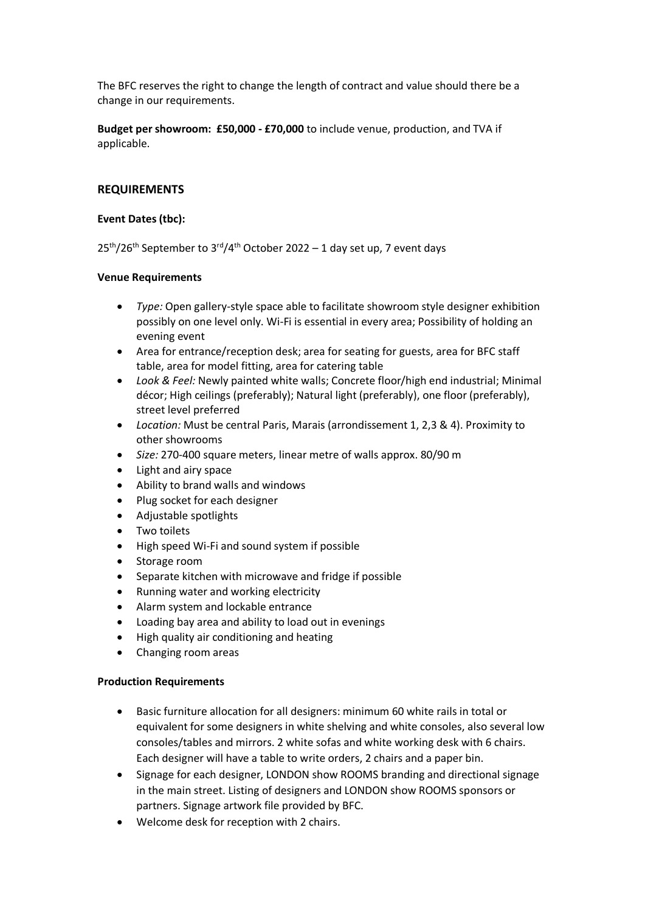The BFC reserves the right to change the length of contract and value should there be a change in our requirements.

**Budget per showroom: £50,000 - £70,000** to include venue, production, and TVA if applicable.

## REQUIREMENTS

### Event Dates (tbc):

25th/26th September to 3rd/4th October 2022 – 1 day set up, 7 event days

### Venue Requirements

- *Type:* Open gallery-style space able to facilitate showroom style designer exhibition possibly on one level only. Wi-Fi is essential in every area; Possibility of holding an evening event
- Area for entrance/reception desk; area for seating for guests, area for BFC staff table, area for model fitting, area for catering table
- *Look & Feel:* Newly painted white walls; Concrete floor/high end industrial; Minimal décor; High ceilings (preferably); Natural light (preferably), one floor (preferably), street level preferred
- *Location:* Must be central Paris, Marais (arrondissement 1, 2,3 & 4). Proximity to other showrooms
- *Size:* 270-400 square meters, linear metre of walls approx. 80/90 m
- Light and airy space
- Ability to brand walls and windows
- Plug socket for each designer
- Adjustable spotlights
- Two toilets
- High speed Wi-Fi and sound system if possible
- Storage room
- Separate kitchen with microwave and fridge if possible
- Running water and working electricity
- Alarm system and lockable entrance
- Loading bay area and ability to load out in evenings
- High quality air conditioning and heating
- Changing room areas

### Production Requirements

- Basic furniture allocation for all designers: minimum 60 white rails in total or equivalent for some designers in white shelving and white consoles, also several low consoles/tables and mirrors. 2 white sofas and white working desk with 6 chairs. Each designer will have a table to write orders, 2 chairs and a paper bin.
- Signage for each designer, LONDON show ROOMS branding and directional signage in the main street. Listing of designers and LONDON show ROOMS sponsors or partners. Signage artwork file provided by BFC.
- Welcome desk for reception with 2 chairs.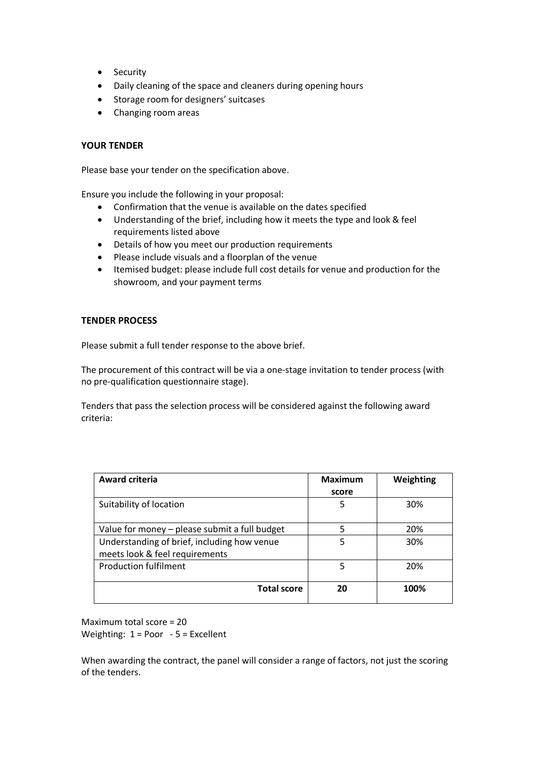- Security
- Daily cleaning of the space and cleaners during opening hours
- Storage room for designers' suitcases
- Changing room areas

**YOUR TENDER**

Please base your tender on the specification above.

Ensure you include the following in your proposal:

- Confirmation that the venue is available on the dates specified
- Understanding of the brief, including how it meets the type and look & feel requirements listed above
- Details of how you meet our production requirements
- Please include visuals and a floorplan of the venue
- Itemised budget: please include full cost details for venue and production for the showroom, and your payment terms

**TENDER PROCESS**

Please submit a full tender response to the above brief.

The procurement of this contract will be via a one-stage invitation to tender process (with no pre-qualification questionnaire stage).

Tenders that pass the selection process will be considered against the following award criteria:

| **Award criteria** | **Maximum score** | **Weighting** |
|---|---|---|
| Suitability of location | 5 | 30% |
| Value for money – please submit a full budget | 5 | 20% |
| Understanding of brief, including how venue meets look & feel requirements | 5 | 30% |
| Production fulfilment | 5 | 20% |
| **Total score** | **20** | **100%** |

Maximum total score = 20
Weighting: 1 = Poor - 5 = Excellent

When awarding the contract, the panel will consider a range of factors, not just the scoring of the tenders.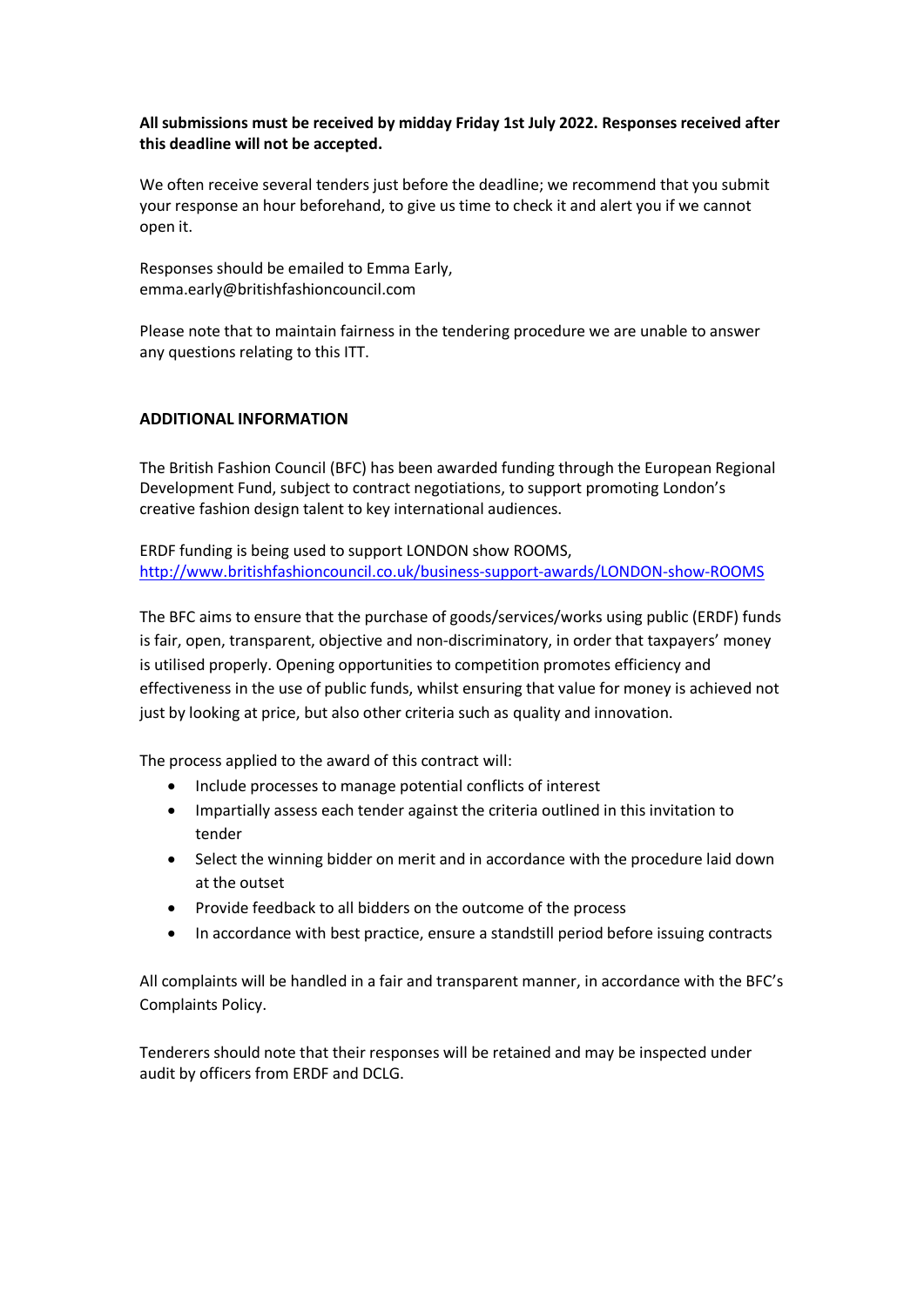**All submissions must be received by midday Friday 1st July 2022. Responses received after this deadline will not be accepted.**

We often receive several tenders just before the deadline; we recommend that you submit your response an hour beforehand, to give us time to check it and alert you if we cannot open it.

Responses should be emailed to Emma Early, emma.early@britishfashioncouncil.com

Please note that to maintain fairness in the tendering procedure we are unable to answer any questions relating to this ITT.

## ADDITIONAL INFORMATION

The British Fashion Council (BFC) has been awarded funding through the European Regional Development Fund, subject to contract negotiations, to support promoting London's creative fashion design talent to key international audiences.

ERDF funding is being used to support LONDON show ROOMS, [http://www.britishfashioncouncil.co.uk/business-support-awards/LONDON-show-ROOMS](http://www.britishfashioncouncil.co.uk/business-support-awards/LONDON-show-ROOMS)

The BFC aims to ensure that the purchase of goods/services/works using public (ERDF) funds is fair, open, transparent, objective and non-discriminatory, in order that taxpayers' money is utilised properly. Opening opportunities to competition promotes efficiency and effectiveness in the use of public funds, whilst ensuring that value for money is achieved not just by looking at price, but also other criteria such as quality and innovation.

The process applied to the award of this contract will:

- Include processes to manage potential conflicts of interest
- Impartially assess each tender against the criteria outlined in this invitation to tender
- Select the winning bidder on merit and in accordance with the procedure laid down at the outset
- Provide feedback to all bidders on the outcome of the process
- In accordance with best practice, ensure a standstill period before issuing contracts

All complaints will be handled in a fair and transparent manner, in accordance with the BFC's Complaints Policy.

Tenderers should note that their responses will be retained and may be inspected under audit by officers from ERDF and DCLG.